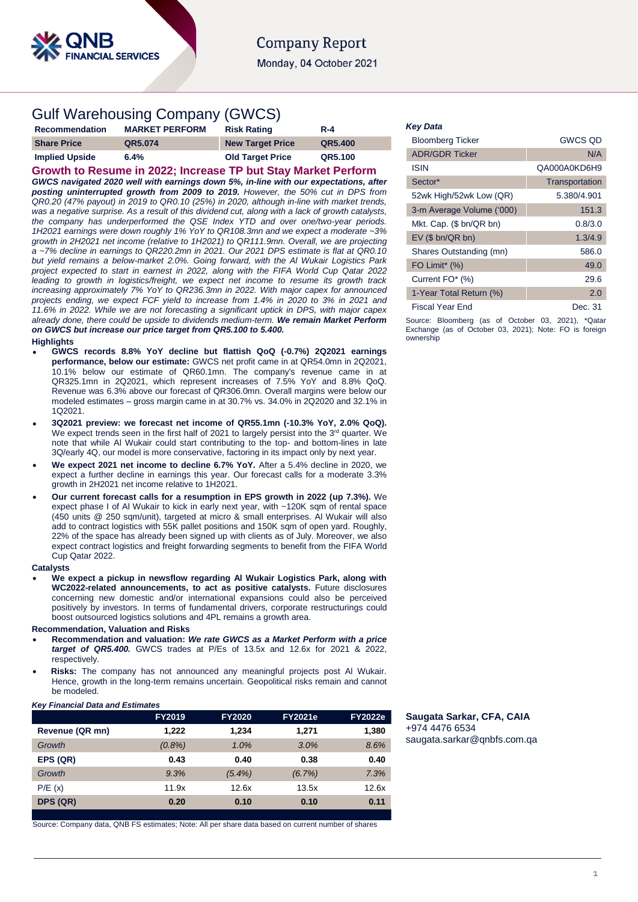# Company Report

Monday, 04 October 2021

## Gulf Warehousing Company (GWCS)

| Recommendation | MARKET PERFORM | Risk Rating | R-4 |
|---|---|---|---|
| Share Price | QR5.074 | New Target Price | QR5.400 |
| Implied Upside | 6.4% | Old Target Price | QR5.100 |

### Growth to Resume in 2022; Increase TP but Stay Market Perform

*GWCS navigated 2020 well with earnings down 5%, in-line with our expectations, after **posting uninterrupted growth from 2009 to 2019.** However, the 50% cut in DPS from QR0.20 (47% payout) in 2019 to QR0.10 (25%) in 2020, although in-line with market trends, was a negative surprise. As a result of this dividend cut, along with a lack of growth catalysts, the company has underperformed the QSE Index YTD and over one/two-year periods. 1H2021 earnings were down roughly 1% YoY to QR108.3mn and we expect a moderate ~3% growth in 2H2021 net income (relative to 1H2021) to QR111.9mn. Overall, we are projecting a ~7% decline in earnings to QR220.2mn in 2021. Our 2021 DPS estimate is flat at QR0.10 but yield remains a below-market 2.0%. Going forward, with the Al Wukair Logistics Park project expected to start in earnest in 2022, along with the FIFA World Cup Qatar 2022 leading to growth in logistics/freight, we expect net income to resume its growth track increasing approximately 7% YoY to QR236.3mn in 2022. With major capex for announced projects ending, we expect FCF yield to increase from 1.4% in 2020 to 3% in 2021 and 11.6% in 2022. While we are not forecasting a significant uptick in DPS, with major capex already done, there could be upside to dividends medium-term. **We remain Market Perform on GWCS but increase our price target from QR5.100 to 5.400.***

**Highlights**

- **GWCS records 8.8% YoY decline but flattish QoQ (-0.7%) 2Q2021 earnings performance, below our estimate:** GWCS net profit came in at QR54.0mn in 2Q2021, 10.1% below our estimate of QR60.1mn. The company's revenue came in at QR325.1mn in 2Q2021, which represent increases of 7.5% YoY and 8.8% QoQ. Revenue was 6.3% above our forecast of QR306.0mn. Overall margins were below our modeled estimates – gross margin came in at 30.7% vs. 34.0% in 2Q2020 and 32.1% in 1Q2021.
- **3Q2021 preview: we forecast net income of QR55.1mn (-10.3% YoY, 2.0% QoQ).** We expect trends seen in the first half of 2021 to largely persist into the 3rd quarter. We note that while Al Wukair could start contributing to the top- and bottom-lines in late 3Q/early 4Q, our model is more conservative, factoring in its impact only by next year.
- **We expect 2021 net income to decline 6.7% YoY.** After a 5.4% decline in 2020, we expect a further decline in earnings this year. Our forecast calls for a moderate 3.3% growth in 2H2021 net income relative to 1H2021.
- **Our current forecast calls for a resumption in EPS growth in 2022 (up 7.3%).** We expect phase I of Al Wukair to kick in early next year, with ~120K sqm of rental space (450 units @ 250 sqm/unit), targeted at micro & small enterprises. Al Wukair will also add to contract logistics with 55K pallet positions and 150K sqm of open yard. Roughly, 22% of the space has already been signed up with clients as of July. Moreover, we also expect contract logistics and freight forwarding segments to benefit from the FIFA World Cup Qatar 2022.

**Catalysts**

- **We expect a pickup in newsflow regarding Al Wukair Logistics Park, along with WC2022-related announcements, to act as positive catalysts.** Future disclosures concerning new domestic and/or international expansions could also be perceived positively by investors. In terms of fundamental drivers, corporate restructurings could boost outsourced logistics solutions and 4PL remains a growth area.

**Recommendation, Valuation and Risks**

- **Recommendation and valuation:** ***We rate GWCS as a Market Perform with a price target of QR5.400.*** GWCS trades at P/Es of 13.5x and 12.6x for 2021 & 2022, respectively.
- **Risks:** The company has not announced any meaningful projects post Al Wukair. Hence, growth in the long-term remains uncertain. Geopolitical risks remain and cannot be modeled.

***Key Financial Data and Estimates***

| | FY2019 | FY2020 | FY2021e | FY2022e |
|---|---|---|---|---|
| **Revenue (QR mn)** | 1,222 | 1,234 | 1,271 | 1,380 |
| *Growth* | *(0.8%)* | *1.0%* | *3.0%* | *8.6%* |
| **EPS (QR)** | 0.43 | 0.40 | 0.38 | 0.40 |
| *Growth* | *9.3%* | *(5.4%)* | *(6.7%)* | *7.3%* |
| P/E (x) | 11.9x | 12.6x | 13.5x | 12.6x |
| **DPS (QR)** | 0.20 | 0.10 | 0.10 | 0.11 |

Source: Company data, QNB FS estimates; Note: All per share data based on current number of shares

***Key Data***

| | |
|---|---|
| Bloomberg Ticker | GWCS QD |
| ADR/GDR Ticker | N/A |
| ISIN | QA000A0KD6H9 |
| Sector* | Transportation |
| 52wk High/52wk Low (QR) | 5.380/4.901 |
| 3-m Average Volume ('000) | 151.3 |
| Mkt. Cap. ($ bn/QR bn) | 0.8/3.0 |
| EV ($ bn/QR bn) | 1.3/4.9 |
| Shares Outstanding (mn) | 586.0 |
| FO Limit* (%) | 49.0 |
| Current FO* (%) | 29.6 |
| 1-Year Total Return (%) | 2.0 |
| Fiscal Year End | Dec. 31 |

Source: Bloomberg (as of October 03, 2021), *Qatar Exchange (as of October 03, 2021); Note: FO is foreign ownership

**Saugata Sarkar, CFA, CAIA**
+974 4476 6534
saugata.sarkar@qnbfs.com.qa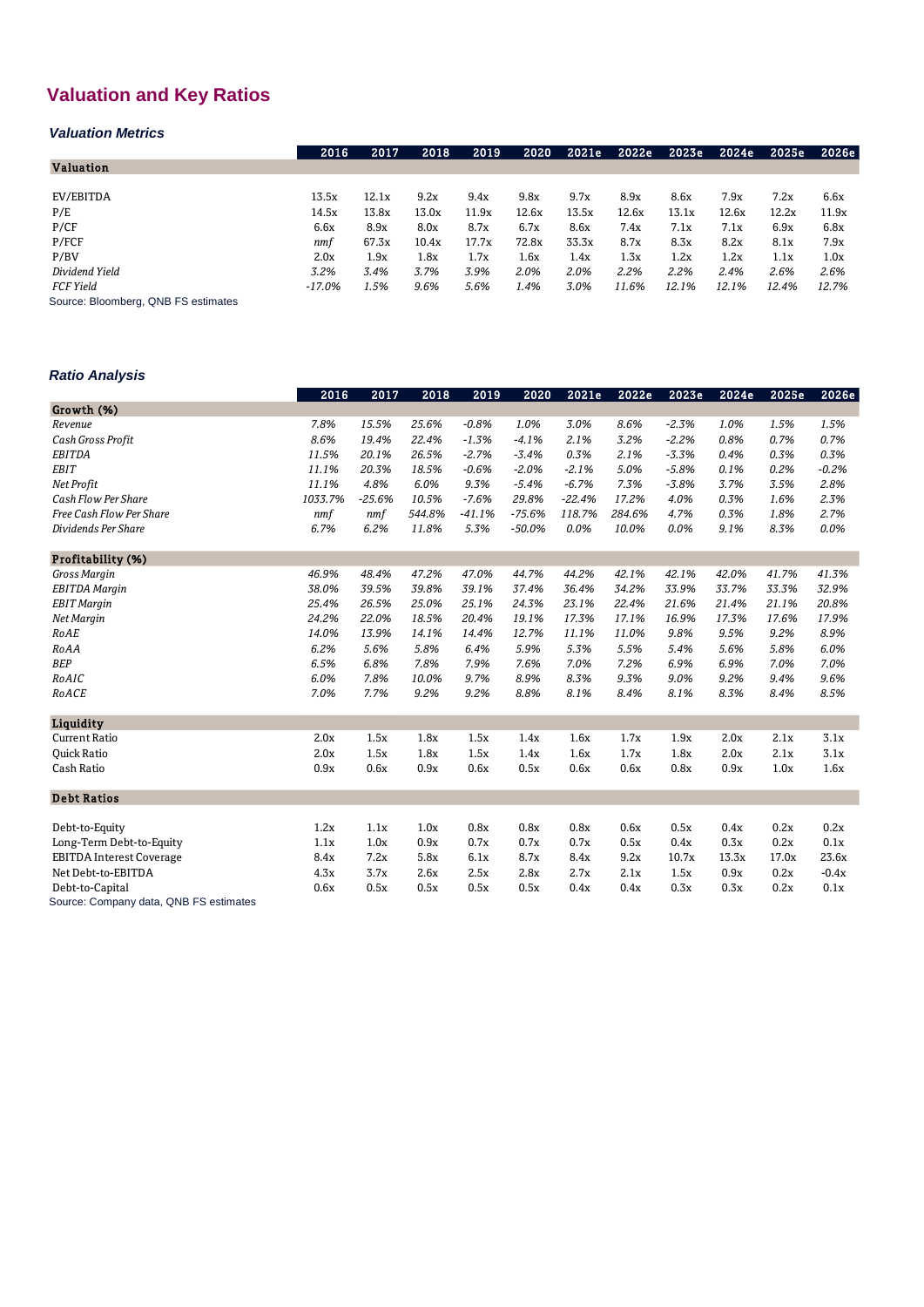## Valuation and Key Ratios

### *Valuation Metrics*

| | 2016 | 2017 | 2018 | 2019 | 2020 | 2021e | 2022e | 2023e | 2024e | 2025e | 2026e |
|---|---|---|---|---|---|---|---|---|---|---|---|
| **Valuation** | | | | | | | | | | | |
| EV/EBITDA | 13.5x | 12.1x | 9.2x | 9.4x | 9.8x | 9.7x | 8.9x | 8.6x | 7.9x | 7.2x | 6.6x |
| P/E | 14.5x | 13.8x | 13.0x | 11.9x | 12.6x | 13.5x | 12.6x | 13.1x | 12.6x | 12.2x | 11.9x |
| P/CF | 6.6x | 8.9x | 8.0x | 8.7x | 6.7x | 8.6x | 7.4x | 7.1x | 7.1x | 6.9x | 6.8x |
| P/FCF | *nmf* | 67.3x | 10.4x | 17.7x | 72.8x | 33.3x | 8.7x | 8.3x | 8.2x | 8.1x | 7.9x |
| P/BV | 2.0x | 1.9x | 1.8x | 1.7x | 1.6x | 1.4x | 1.3x | 1.2x | 1.2x | 1.1x | 1.0x |
| *Dividend Yield* | *3.2%* | *3.4%* | *3.7%* | *3.9%* | *2.0%* | *2.0%* | *2.2%* | *2.2%* | *2.4%* | *2.6%* | *2.6%* |
| *FCF Yield* | *-17.0%* | *1.5%* | *9.6%* | *5.6%* | *1.4%* | *3.0%* | *11.6%* | *12.1%* | *12.1%* | *12.4%* | *12.7%* |

Source: Bloomberg, QNB FS estimates

### *Ratio Analysis*

| | 2016 | 2017 | 2018 | 2019 | 2020 | 2021e | 2022e | 2023e | 2024e | 2025e | 2026e |
|---|---|---|---|---|---|---|---|---|---|---|---|
| **Growth (%)** | | | | | | | | | | | |
| *Revenue* | *7.8%* | *15.5%* | *25.6%* | *-0.8%* | *1.0%* | *3.0%* | *8.6%* | *-2.3%* | *1.0%* | *1.5%* | *1.5%* |
| *Cash Gross Profit* | *8.6%* | *19.4%* | *22.4%* | *-1.3%* | *-4.1%* | *2.1%* | *3.2%* | *-2.2%* | *0.8%* | *0.7%* | *0.7%* |
| *EBITDA* | *11.5%* | *20.1%* | *26.5%* | *-2.7%* | *-3.4%* | *0.3%* | *2.1%* | *-3.3%* | *0.4%* | *0.3%* | *0.3%* |
| *EBIT* | *11.1%* | *20.3%* | *18.5%* | *-0.6%* | *-2.0%* | *-2.1%* | *5.0%* | *-5.8%* | *0.1%* | *0.2%* | *-0.2%* |
| *Net Profit* | *11.1%* | *4.8%* | *6.0%* | *9.3%* | *-5.4%* | *-6.7%* | *7.3%* | *-3.8%* | *3.7%* | *3.5%* | *2.8%* |
| *Cash Flow Per Share* | *1033.7%* | *-25.6%* | *10.5%* | *-7.6%* | *29.8%* | *-22.4%* | *17.2%* | *4.0%* | *0.3%* | *1.6%* | *2.3%* |
| *Free Cash Flow Per Share* | *nmf* | *nmf* | *544.8%* | *-41.1%* | *-75.6%* | *118.7%* | *284.6%* | *4.7%* | *0.3%* | *1.8%* | *2.7%* |
| *Dividends Per Share* | *6.7%* | *6.2%* | *11.8%* | *5.3%* | *-50.0%* | *0.0%* | *10.0%* | *0.0%* | *9.1%* | *8.3%* | *0.0%* |
| **Profitability (%)** | | | | | | | | | | | |
| *Gross Margin* | *46.9%* | *48.4%* | *47.2%* | *47.0%* | *44.7%* | *44.2%* | *42.1%* | *42.1%* | *42.0%* | *41.7%* | *41.3%* |
| *EBITDA Margin* | *38.0%* | *39.5%* | *39.8%* | *39.1%* | *37.4%* | *36.4%* | *34.2%* | *33.9%* | *33.7%* | *33.3%* | *32.9%* |
| *EBIT Margin* | *25.4%* | *26.5%* | *25.0%* | *25.1%* | *24.3%* | *23.1%* | *22.4%* | *21.6%* | *21.4%* | *21.1%* | *20.8%* |
| *Net Margin* | *24.2%* | *22.0%* | *18.5%* | *20.4%* | *19.1%* | *17.3%* | *17.1%* | *16.9%* | *17.3%* | *17.6%* | *17.9%* |
| *RoAE* | *14.0%* | *13.9%* | *14.1%* | *14.4%* | *12.7%* | *11.1%* | *11.0%* | *9.8%* | *9.5%* | *9.2%* | *8.9%* |
| *RoAA* | *6.2%* | *5.6%* | *5.8%* | *6.4%* | *5.9%* | *5.3%* | *5.5%* | *5.4%* | *5.6%* | *5.8%* | *6.0%* |
| *BEP* | *6.5%* | *6.8%* | *7.8%* | *7.9%* | *7.6%* | *7.0%* | *7.2%* | *6.9%* | *6.9%* | *7.0%* | *7.0%* |
| *RoAIC* | *6.0%* | *7.8%* | *10.0%* | *9.7%* | *8.9%* | *8.3%* | *9.3%* | *9.0%* | *9.2%* | *9.4%* | *9.6%* |
| *RoACE* | *7.0%* | *7.7%* | *9.2%* | *9.2%* | *8.8%* | *8.1%* | *8.4%* | *8.1%* | *8.3%* | *8.4%* | *8.5%* |
| **Liquidity** | | | | | | | | | | | |
| Current Ratio | 2.0x | 1.5x | 1.8x | 1.5x | 1.4x | 1.6x | 1.7x | 1.9x | 2.0x | 2.1x | 3.1x |
| Quick Ratio | 2.0x | 1.5x | 1.8x | 1.5x | 1.4x | 1.6x | 1.7x | 1.8x | 2.0x | 2.1x | 3.1x |
| Cash Ratio | 0.9x | 0.6x | 0.9x | 0.6x | 0.5x | 0.6x | 0.6x | 0.8x | 0.9x | 1.0x | 1.6x |
| **Debt Ratios** | | | | | | | | | | | |
| Debt-to-Equity | 1.2x | 1.1x | 1.0x | 0.8x | 0.8x | 0.8x | 0.6x | 0.5x | 0.4x | 0.2x | 0.2x |
| Long-Term Debt-to-Equity | 1.1x | 1.0x | 0.9x | 0.7x | 0.7x | 0.7x | 0.5x | 0.4x | 0.3x | 0.2x | 0.1x |
| EBITDA Interest Coverage | 8.4x | 7.2x | 5.8x | 6.1x | 8.7x | 8.4x | 9.2x | 10.7x | 13.3x | 17.0x | 23.6x |
| Net Debt-to-EBITDA | 4.3x | 3.7x | 2.6x | 2.5x | 2.8x | 2.7x | 2.1x | 1.5x | 0.9x | 0.2x | -0.4x |
| Debt-to-Capital | 0.6x | 0.5x | 0.5x | 0.5x | 0.5x | 0.4x | 0.4x | 0.3x | 0.3x | 0.2x | 0.1x |

Source: Company data, QNB FS estimates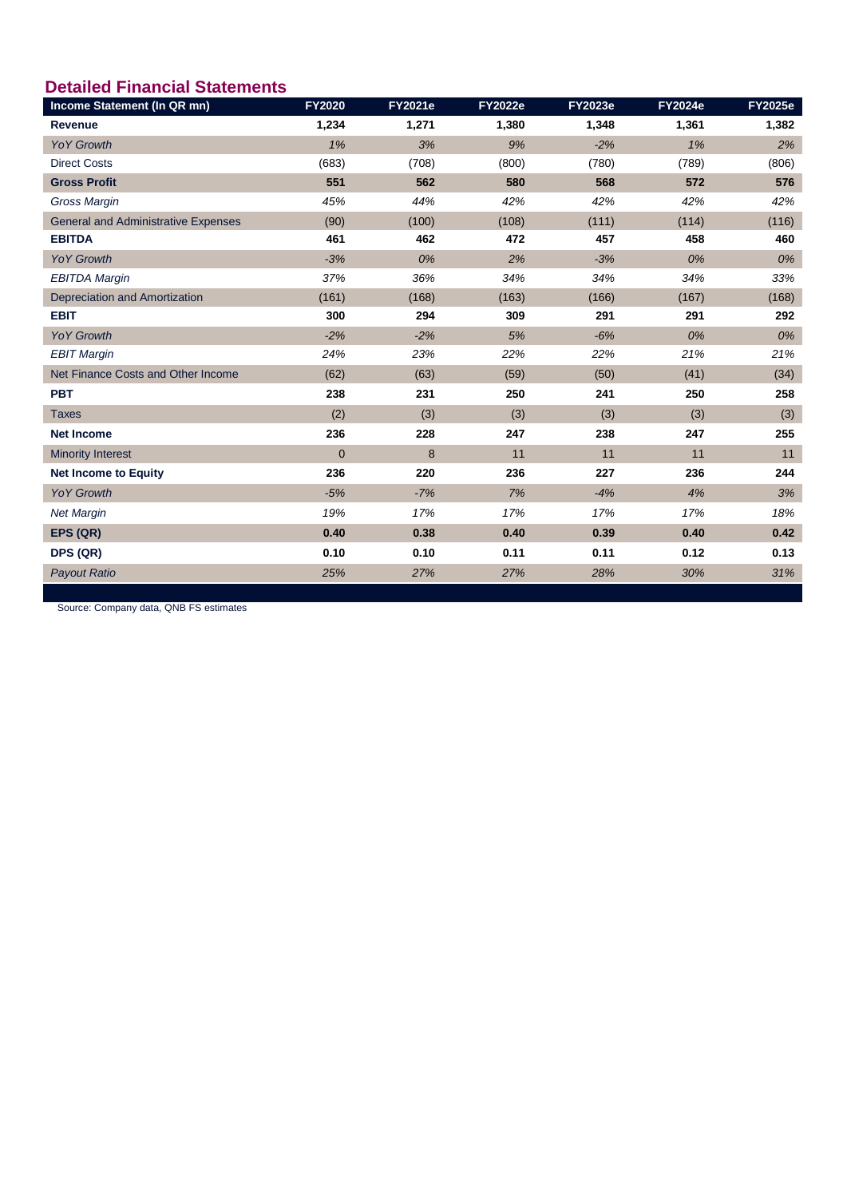## Detailed Financial Statements

| Income Statement (In QR mn) | FY2020 | FY2021e | FY2022e | FY2023e | FY2024e | FY2025e |
|---|---|---|---|---|---|---|
| **Revenue** | **1,234** | **1,271** | **1,380** | **1,348** | **1,361** | **1,382** |
| *YoY Growth* | *1%* | *3%* | *9%* | *-2%* | *1%* | *2%* |
| Direct Costs | (683) | (708) | (800) | (780) | (789) | (806) |
| **Gross Profit** | **551** | **562** | **580** | **568** | **572** | **576** |
| *Gross Margin* | *45%* | *44%* | *42%* | *42%* | *42%* | *42%* |
| General and Administrative Expenses | (90) | (100) | (108) | (111) | (114) | (116) |
| **EBITDA** | **461** | **462** | **472** | **457** | **458** | **460** |
| *YoY Growth* | *-3%* | *0%* | *2%* | *-3%* | *0%* | *0%* |
| *EBITDA Margin* | *37%* | *36%* | *34%* | *34%* | *34%* | *33%* |
| Depreciation and Amortization | (161) | (168) | (163) | (166) | (167) | (168) |
| **EBIT** | **300** | **294** | **309** | **291** | **291** | **292** |
| *YoY Growth* | *-2%* | *-2%* | *5%* | *-6%* | *0%* | *0%* |
| *EBIT Margin* | *24%* | *23%* | *22%* | *22%* | *21%* | *21%* |
| Net Finance Costs and Other Income | (62) | (63) | (59) | (50) | (41) | (34) |
| **PBT** | **238** | **231** | **250** | **241** | **250** | **258** |
| Taxes | (2) | (3) | (3) | (3) | (3) | (3) |
| **Net Income** | **236** | **228** | **247** | **238** | **247** | **255** |
| Minority Interest | 0 | 8 | 11 | 11 | 11 | 11 |
| **Net Income to Equity** | **236** | **220** | **236** | **227** | **236** | **244** |
| *YoY Growth* | *-5%* | *-7%* | *7%* | *-4%* | *4%* | *3%* |
| *Net Margin* | *19%* | *17%* | *17%* | *17%* | *17%* | *18%* |
| **EPS (QR)** | **0.40** | **0.38** | **0.40** | **0.39** | **0.40** | **0.42** |
| **DPS (QR)** | **0.10** | **0.10** | **0.11** | **0.11** | **0.12** | **0.13** |
| *Payout Ratio* | *25%* | *27%* | *27%* | *28%* | *30%* | *31%* |

Source: Company data, QNB FS estimates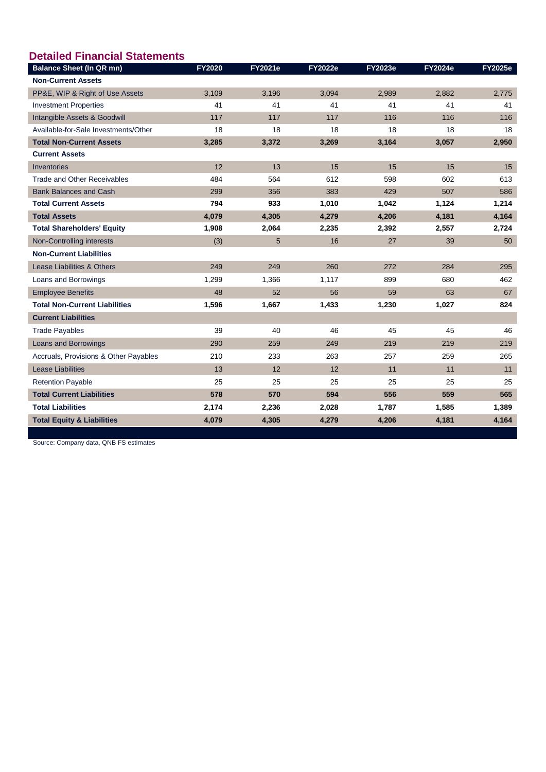## Detailed Financial Statements

| Balance Sheet (In QR mn) | FY2020 | FY2021e | FY2022e | FY2023e | FY2024e | FY2025e |
|---|---|---|---|---|---|---|
| **Non-Current Assets** | | | | | | |
| PP&E, WIP & Right of Use Assets | 3,109 | 3,196 | 3,094 | 2,989 | 2,882 | 2,775 |
| Investment Properties | 41 | 41 | 41 | 41 | 41 | 41 |
| Intangible Assets & Goodwill | 117 | 117 | 117 | 116 | 116 | 116 |
| Available-for-Sale Investments/Other | 18 | 18 | 18 | 18 | 18 | 18 |
| **Total Non-Current Assets** | **3,285** | **3,372** | **3,269** | **3,164** | **3,057** | **2,950** |
| **Current Assets** | | | | | | |
| Inventories | 12 | 13 | 15 | 15 | 15 | 15 |
| Trade and Other Receivables | 484 | 564 | 612 | 598 | 602 | 613 |
| Bank Balances and Cash | 299 | 356 | 383 | 429 | 507 | 586 |
| **Total Current Assets** | **794** | **933** | **1,010** | **1,042** | **1,124** | **1,214** |
| **Total Assets** | **4,079** | **4,305** | **4,279** | **4,206** | **4,181** | **4,164** |
| **Total Shareholders' Equity** | **1,908** | **2,064** | **2,235** | **2,392** | **2,557** | **2,724** |
| Non-Controlling interests | (3) | 5 | 16 | 27 | 39 | 50 |
| **Non-Current Liabilities** | | | | | | |
| Lease Liabilities & Others | 249 | 249 | 260 | 272 | 284 | 295 |
| Loans and Borrowings | 1,299 | 1,366 | 1,117 | 899 | 680 | 462 |
| Employee Benefits | 48 | 52 | 56 | 59 | 63 | 67 |
| **Total Non-Current Liabilities** | **1,596** | **1,667** | **1,433** | **1,230** | **1,027** | **824** |
| **Current Liabilities** | | | | | | |
| Trade Payables | 39 | 40 | 46 | 45 | 45 | 46 |
| Loans and Borrowings | 290 | 259 | 249 | 219 | 219 | 219 |
| Accruals, Provisions & Other Payables | 210 | 233 | 263 | 257 | 259 | 265 |
| Lease Liabilities | 13 | 12 | 12 | 11 | 11 | 11 |
| Retention Payable | 25 | 25 | 25 | 25 | 25 | 25 |
| **Total Current Liabilities** | **578** | **570** | **594** | **556** | **559** | **565** |
| **Total Liabilities** | **2,174** | **2,236** | **2,028** | **1,787** | **1,585** | **1,389** |
| **Total Equity & Liabilities** | **4,079** | **4,305** | **4,279** | **4,206** | **4,181** | **4,164** |

Source: Company data, QNB FS estimates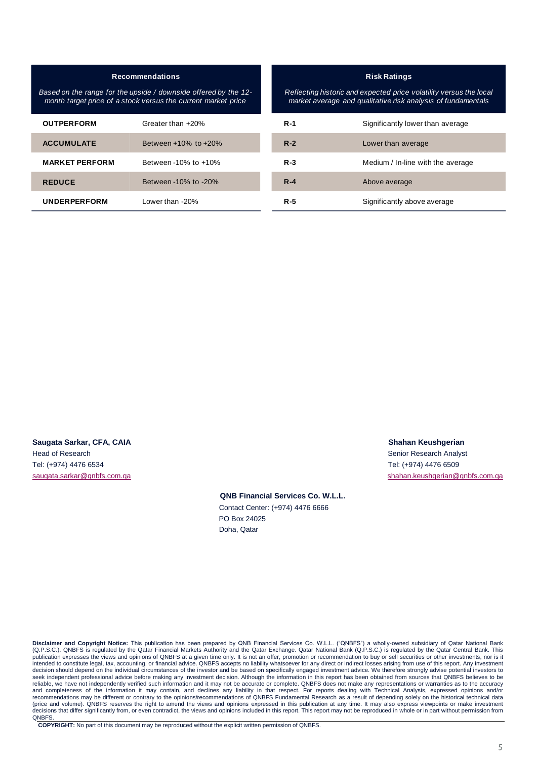| Recommendations | |
|---|---|
| *Based on the range for the upside / downside offered by the 12-month target price of a stock versus the current market price* | |
| **OUTPERFORM** | Greater than +20% |
| **ACCUMULATE** | Between +10% to +20% |
| **MARKET PERFORM** | Between -10% to +10% |
| **REDUCE** | Between -10% to -20% |
| **UNDERPERFORM** | Lower than -20% |

| Risk Ratings | |
|---|---|
| *Reflecting historic and expected price volatility versus the local market average and qualitative risk analysis of fundamentals* | |
| **R-1** | Significantly lower than average |
| **R-2** | Lower than average |
| **R-3** | Medium / In-line with the average |
| **R-4** | Above average |
| **R-5** | Significantly above average |

**Saugata Sarkar, CFA, CAIA**
Head of Research
Tel: (+974) 4476 6534
saugata.sarkar@qnbfs.com.qa

**Shahan Keushgerian**
Senior Research Analyst
Tel: (+974) 4476 6509
shahan.keushgerian@qnbfs.com.qa

**QNB Financial Services Co. W.L.L.**
Contact Center: (+974) 4476 6666
PO Box 24025
Doha, Qatar

**Disclaimer and Copyright Notice:** This publication has been prepared by QNB Financial Services Co. W.L.L. ("QNBFS") a wholly-owned subsidiary of Qatar National Bank (Q.P.S.C.). QNBFS is regulated by the Qatar Financial Markets Authority and the Qatar Exchange. Qatar National Bank (Q.P.S.C.) is regulated by the Qatar Central Bank. This publication expresses the views and opinions of QNBFS at a given time only. It is not an offer, promotion or recommendation to buy or sell securities or other investments, nor is it intended to constitute legal, tax, accounting, or financial advice. QNBFS accepts no liability whatsoever for any direct or indirect losses arising from use of this report. Any investment decision should depend on the individual circumstances of the investor and be based on specifically engaged investment advice. We therefore strongly advise potential investors to seek independent professional advice before making any investment decision. Although the information in this report has been obtained from sources that QNBFS believes to be reliable, we have not independently verified such information and it may not be accurate or complete. QNBFS does not make any representations or warranties as to the accuracy and completeness of the information it may contain, and declines any liability in that respect. For reports dealing with Technical Analysis, expressed opinions and/or recommendations may be different or contrary to the opinions/recommendations of QNBFS Fundamental Research as a result of depending solely on the historical technical data (price and volume). QNBFS reserves the right to amend the views and opinions expressed in this publication at any time. It may also express viewpoints or make investment decisions that differ significantly from, or even contradict, the views and opinions included in this report. This report may not be reproduced in whole or in part without permission from QNBFS.

**COPYRIGHT:** No part of this document may be reproduced without the explicit written permission of QNBFS.